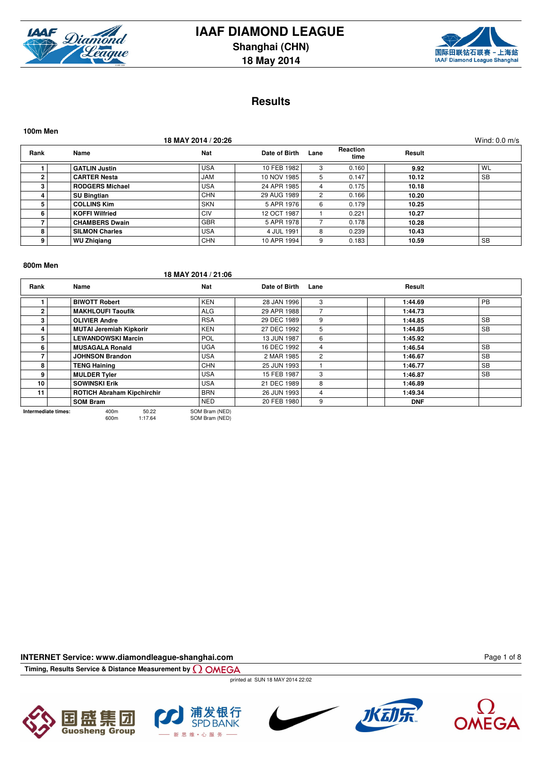# IAAF DIAMOND LEAGUE

## Shanghai (CHN)

## 18 May 2014

## Results

### 100m Men

18 MAY 2014 / 20:26 — Wind: 0.0 m/s

| Rank | Name | Nat | Date of Birth | Lane | Reaction time | Result | |
|---|---|---|---|---|---|---|---|
| 1 | GATLIN Justin | USA | 10 FEB 1982 | 3 | 0.160 | 9.92 | WL |
| 2 | CARTER Nesta | JAM | 10 NOV 1985 | 5 | 0.147 | 10.12 | SB |
| 3 | RODGERS Michael | USA | 24 APR 1985 | 4 | 0.175 | 10.18 | |
| 4 | SU Bingtian | CHN | 29 AUG 1989 | 2 | 0.166 | 10.20 | |
| 5 | COLLINS Kim | SKN | 5 APR 1976 | 6 | 0.179 | 10.25 | |
| 6 | KOFFI Wilfried | CIV | 12 OCT 1987 | 1 | 0.221 | 10.27 | |
| 7 | CHAMBERS Dwain | GBR | 5 APR 1978 | 7 | 0.178 | 10.28 | |
| 8 | SILMON Charles | USA | 4 JUL 1991 | 8 | 0.239 | 10.43 | |
| 9 | WU Zhiqiang | CHN | 10 APR 1994 | 9 | 0.183 | 10.59 | SB |

### 800m Men

18 MAY 2014 / 21:06

| Rank | Name | Nat | Date of Birth | Lane | Result | |
|---|---|---|---|---|---|---|
| 1 | BIWOTT Robert | KEN | 28 JAN 1996 | 3 | 1:44.69 | PB |
| 2 | MAKHLOUFI Taoufik | ALG | 29 APR 1988 | 7 | 1:44.73 | |
| 3 | OLIVIER Andre | RSA | 29 DEC 1989 | 9 | 1:44.85 | SB |
| 4 | MUTAI Jeremiah Kipkorir | KEN | 27 DEC 1992 | 5 | 1:44.85 | SB |
| 5 | LEWANDOWSKI Marcin | POL | 13 JUN 1987 | 6 | 1:45.92 | |
| 6 | MUSAGALA Ronald | UGA | 16 DEC 1992 | 4 | 1:46.54 | SB |
| 7 | JOHNSON Brandon | USA | 2 MAR 1985 | 2 | 1:46.67 | SB |
| 8 | TENG Haining | CHN | 25 JUN 1993 | 1 | 1:46.77 | SB |
| 9 | MULDER Tyler | USA | 15 FEB 1987 | 3 | 1:46.87 | SB |
| 10 | SOWINSKI Erik | USA | 21 DEC 1989 | 8 | 1:46.89 | |
| 11 | ROTICH Abraham Kipchirchir | BRN | 26 JUN 1993 | 4 | 1:49.34 | |
| | SOM Bram | NED | 20 FEB 1980 | 9 | DNF | |

**Intermediate times:**

| | | |
|---|---|---|
| 400m | 50.22 | SOM Bram (NED) |
| 600m | 1:17.64 | SOM Bram (NED) |

**INTERNET Service: www.diamondleague-shanghai.com**

**Timing, Results Service & Distance Measurement by OMEGA**

printed at SUN 18 MAY 2014 22:02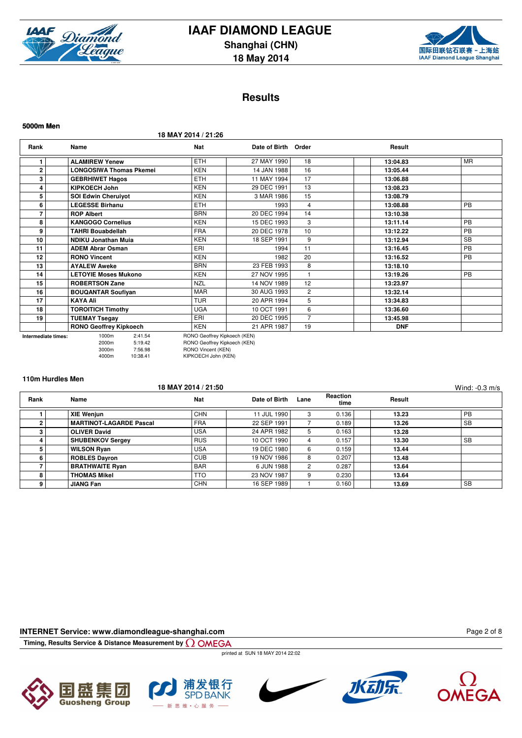# IAAF DIAMOND LEAGUE

**Shanghai (CHN)**

**18 May 2014**

## Results

### 5000m Men

**18 MAY 2014 / 21:26**

| Rank | Name | Nat | Date of Birth | Order | Result | |
|---|---|---|---|---|---|---|
| 1 | ALAMIREW Yenew | ETH | 27 MAY 1990 | 18 | 13:04.83 | MR |
| 2 | LONGOSIWA Thomas Pkemei | KEN | 14 JAN 1988 | 16 | 13:05.44 | |
| 3 | GEBRHIWET Hagos | ETH | 11 MAY 1994 | 17 | 13:06.88 | |
| 4 | KIPKOECH John | KEN | 29 DEC 1991 | 13 | 13:08.23 | |
| 5 | SOI Edwin Cheruiyot | KEN | 3 MAR 1986 | 15 | 13:08.79 | |
| 6 | LEGESSE Birhanu | ETH | 1993 | 4 | 13:08.88 | PB |
| 7 | ROP Albert | BRN | 20 DEC 1994 | 14 | 13:10.38 | |
| 8 | KANGOGO Cornelius | KEN | 15 DEC 1993 | 3 | 13:11.14 | PB |
| 9 | TAHRI Bouabdellah | FRA | 20 DEC 1978 | 10 | 13:12.22 | PB |
| 10 | NDIKU Jonathan Muia | KEN | 18 SEP 1991 | 9 | 13:12.94 | SB |
| 11 | ADEM Abrar Osman | ERI | 1994 | 11 | 13:16.45 | PB |
| 12 | RONO Vincent | KEN | 1982 | 20 | 13:16.52 | PB |
| 13 | AYALEW Aweke | BRN | 23 FEB 1993 | 8 | 13:18.10 | |
| 14 | LETOYIE Moses Mukono | KEN | 27 NOV 1995 | 1 | 13:19.26 | PB |
| 15 | ROBERTSON Zane | NZL | 14 NOV 1989 | 12 | 13:23.97 | |
| 16 | BOUQANTAR Soufiyan | MAR | 30 AUG 1993 | 2 | 13:32.14 | |
| 17 | KAYA Ali | TUR | 20 APR 1994 | 5 | 13:34.83 | |
| 18 | TOROITICH Timothy | UGA | 10 OCT 1991 | 6 | 13:36.60 | |
| 19 | TUEMAY Tsegay | ERI | 20 DEC 1995 | 7 | 13:45.98 | |
| | RONO Geoffrey Kipkoech | KEN | 21 APR 1987 | 19 | DNF | |

**Intermediate times:**

| Distance | Time | Leader |
|---|---|---|
| 1000m | 2:41.54 | RONO Geoffrey Kipkoech (KEN) |
| 2000m | 5:19.42 | RONO Geoffrey Kipkoech (KEN) |
| 3000m | 7:56.98 | RONO Vincent (KEN) |
| 4000m | 10:38.41 | KIPKOECH John (KEN) |

### 110m Hurdles Men

**18 MAY 2014 / 21:50**

Wind: -0.3 m/s

| Rank | Name | Nat | Date of Birth | Lane | Reaction time | Result | |
|---|---|---|---|---|---|---|---|
| 1 | XIE Wenjun | CHN | 11 JUL 1990 | 3 | 0.136 | 13.23 | PB |
| 2 | MARTINOT-LAGARDE Pascal | FRA | 22 SEP 1991 | 7 | 0.189 | 13.26 | SB |
| 3 | OLIVER David | USA | 24 APR 1982 | 5 | 0.163 | 13.28 | |
| 4 | SHUBENKOV Sergey | RUS | 10 OCT 1990 | 4 | 0.157 | 13.30 | SB |
| 5 | WILSON Ryan | USA | 19 DEC 1980 | 6 | 0.159 | 13.44 | |
| 6 | ROBLES Dayron | CUB | 19 NOV 1986 | 8 | 0.207 | 13.48 | |
| 7 | BRATHWAITE Ryan | BAR | 6 JUN 1988 | 2 | 0.287 | 13.64 | |
| 8 | THOMAS Mikel | TTO | 23 NOV 1987 | 9 | 0.230 | 13.64 | |
| 9 | JIANG Fan | CHN | 16 SEP 1989 | 1 | 0.160 | 13.69 | SB |

**INTERNET Service: www.diamondleague-shanghai.com**

**Timing, Results Service & Distance Measurement by OMEGA**

printed at SUN 18 MAY 2014 22:02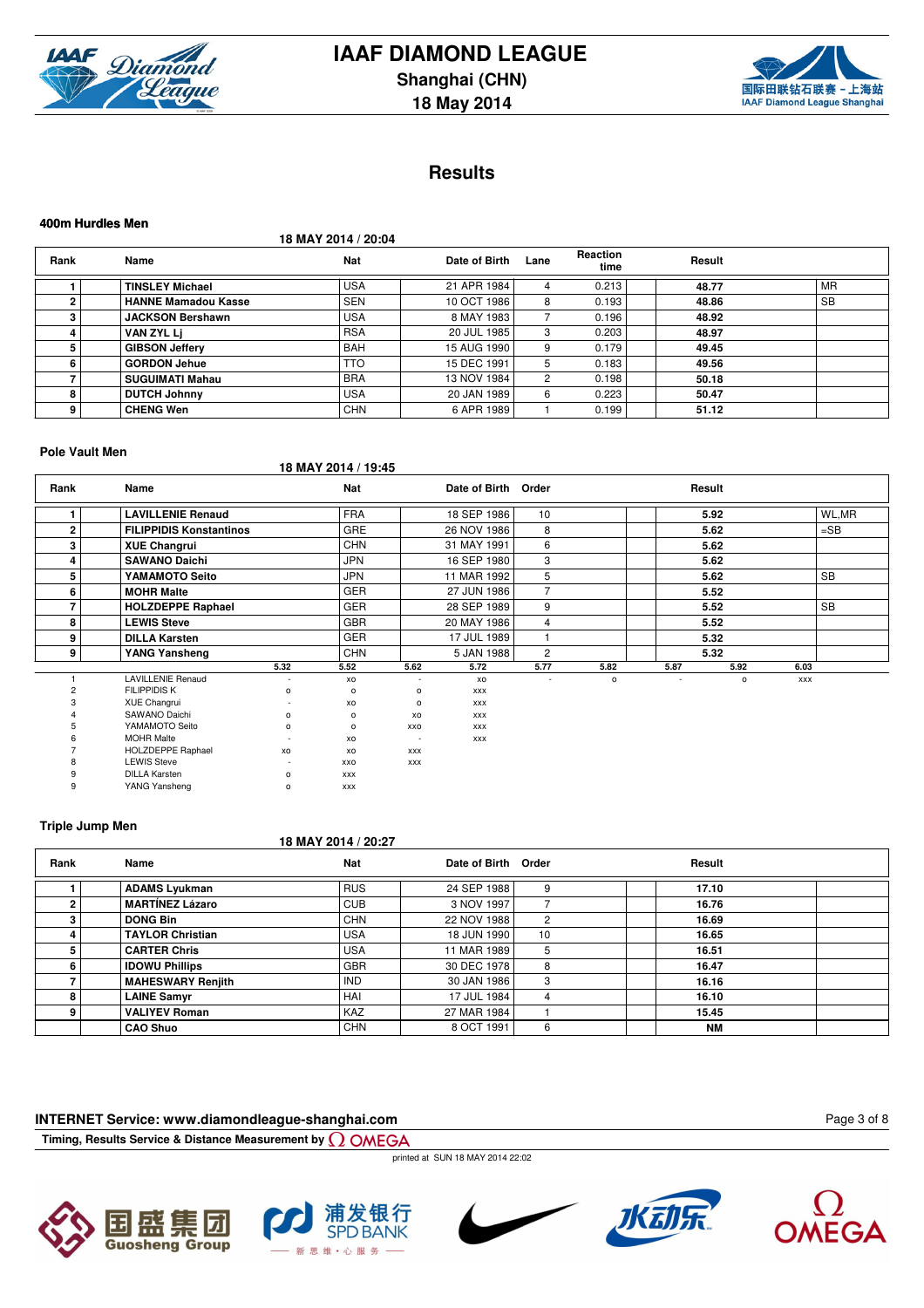# IAAF DIAMOND LEAGUE

**Shanghai (CHN)**

**18 May 2014**

## Results

### 400m Hurdles Men

**18 MAY 2014 / 20:04**

| Rank | Name | Nat | Date of Birth | Lane | Reaction time | Result | |
|---|---|---|---|---|---|---|---|
| 1 | **TINSLEY Michael** | USA | 21 APR 1984 | 4 | 0.213 | **48.77** | MR |
| 2 | **HANNE Mamadou Kasse** | SEN | 10 OCT 1986 | 8 | 0.193 | **48.86** | SB |
| 3 | **JACKSON Bershawn** | USA | 8 MAY 1983 | 7 | 0.196 | **48.92** | |
| 4 | **VAN ZYL Lj** | RSA | 20 JUL 1985 | 3 | 0.203 | **48.97** | |
| 5 | **GIBSON Jeffery** | BAH | 15 AUG 1990 | 9 | 0.179 | **49.45** | |
| 6 | **GORDON Jehue** | TTO | 15 DEC 1991 | 5 | 0.183 | **49.56** | |
| 7 | **SUGUIMATI Mahau** | BRA | 13 NOV 1984 | 2 | 0.198 | **50.18** | |
| 8 | **DUTCH Johnny** | USA | 20 JAN 1989 | 6 | 0.223 | **50.47** | |
| 9 | **CHENG Wen** | CHN | 6 APR 1989 | 1 | 0.199 | **51.12** | |

### Pole Vault Men

**18 MAY 2014 / 19:45**

| Rank | Name | Nat | Date of Birth | Order | Result | |
|---|---|---|---|---|---|---|
| 1 | **LAVILLENIE Renaud** | FRA | 18 SEP 1986 | 10 | **5.92** | WL,MR |
| 2 | **FILIPPIDIS Konstantinos** | GRE | 26 NOV 1986 | 8 | **5.62** | =SB |
| 3 | **XUE Changrui** | CHN | 31 MAY 1991 | 6 | **5.62** | |
| 4 | **SAWANO Daichi** | JPN | 16 SEP 1980 | 3 | **5.62** | |
| 5 | **YAMAMOTO Seito** | JPN | 11 MAR 1992 | 5 | **5.62** | SB |
| 6 | **MOHR Malte** | GER | 27 JUN 1986 | 7 | **5.52** | |
| 7 | **HOLZDEPPE Raphael** | GER | 28 SEP 1989 | 9 | **5.52** | SB |
| 8 | **LEWIS Steve** | GBR | 20 MAY 1986 | 4 | **5.52** | |
| 9 | **DILLA Karsten** | GER | 17 JUL 1989 | 1 | **5.32** | |
| 9 | **YANG Yansheng** | CHN | 5 JAN 1988 | 2 | **5.32** | |

| | | 5.32 | 5.52 | 5.62 | 5.72 | 5.77 | 5.82 | 5.87 | 5.92 | 6.03 |
|---|---|---|---|---|---|---|---|---|---|---|
| 1 | LAVILLENIE Renaud | - | xo | - | xo | - | o | - | o | xxx |
| 2 | FILIPPIDIS K | o | o | o | xxx | | | | | |
| 3 | XUE Changrui | - | xo | o | xxx | | | | | |
| 4 | SAWANO Daichi | o | o | xo | xxx | | | | | |
| 5 | YAMAMOTO Seito | o | o | xxo | xxx | | | | | |
| 6 | MOHR Malte | - | xo | - | xxx | | | | | |
| 7 | HOLZDEPPE Raphael | xo | xo | xxx | | | | | | |
| 8 | LEWIS Steve | - | xxo | xxx | | | | | | |
| 9 | DILLA Karsten | o | xxx | | | | | | | |
| 9 | YANG Yansheng | o | xxx | | | | | | | |

### Triple Jump Men

**18 MAY 2014 / 20:27**

| Rank | Name | Nat | Date of Birth | Order | Result | |
|---|---|---|---|---|---|---|
| 1 | **ADAMS Lyukman** | RUS | 24 SEP 1988 | 9 | **17.10** | |
| 2 | **MARTÍNEZ Lázaro** | CUB | 3 NOV 1997 | 7 | **16.76** | |
| 3 | **DONG Bin** | CHN | 22 NOV 1988 | 2 | **16.69** | |
| 4 | **TAYLOR Christian** | USA | 18 JUN 1990 | 10 | **16.65** | |
| 5 | **CARTER Chris** | USA | 11 MAR 1989 | 5 | **16.51** | |
| 6 | **IDOWU Phillips** | GBR | 30 DEC 1978 | 8 | **16.47** | |
| 7 | **MAHESWARY Renjith** | IND | 30 JAN 1986 | 3 | **16.16** | |
| 8 | **LAINE Samyr** | HAI | 17 JUL 1984 | 4 | **16.10** | |
| 9 | **VALIYEV Roman** | KAZ | 27 MAR 1984 | 1 | **15.45** | |
| | **CAO Shuo** | CHN | 8 OCT 1991 | 6 | **NM** | |

**INTERNET Service: www.diamondleague-shanghai.com**

**Timing, Results Service & Distance Measurement by OMEGA**

printed at SUN 18 MAY 2014 22:02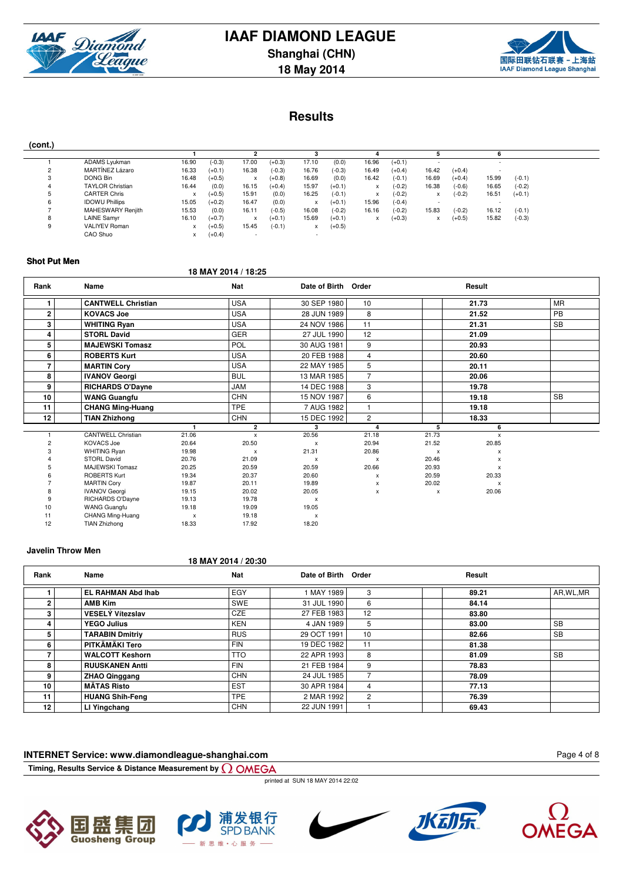# IAAF DIAMOND LEAGUE

**Shanghai (CHN)**

**18 May 2014**

## Results

**(cont.)**

| | | 1 | | 2 | | 3 | | 4 | | 5 | | 6 | |
|---|---|---|---|---|---|---|---|---|---|---|---|---|---|
| 1 | ADAMS Lyukman | 16.90 | (-0.3) | 17.00 | (+0.3) | 17.10 | (0.0) | 16.96 | (+0.1) | - | | - | |
| 2 | MARTÍNEZ Lázaro | 16.33 | (+0.1) | 16.38 | (-0.3) | 16.76 | (-0.3) | 16.49 | (+0.4) | 16.42 | (+0.4) | - | |
| 3 | DONG Bin | 16.48 | (+0.5) | x | (+0.8) | 16.69 | (0.0) | 16.42 | (-0.1) | 16.69 | (+0.4) | 15.99 | (-0.1) |
| 4 | TAYLOR Christian | 16.44 | (0.0) | 16.15 | (+0.4) | 15.97 | (+0.1) | x | (-0.2) | 16.38 | (-0.6) | 16.65 | (-0.2) |
| 5 | CARTER Chris | x | (+0.5) | 15.91 | (0.0) | 16.25 | (-0.1) | x | (-0.2) | x | (-0.2) | 16.51 | (+0.1) |
| 6 | IDOWU Phillips | 15.05 | (+0.2) | 16.47 | (0.0) | x | (+0.1) | 15.96 | (-0.4) | - | | - | |
| 7 | MAHESWARY Renjith | 15.53 | (0.0) | 16.11 | (-0.5) | 16.08 | (-0.2) | 16.16 | (-0.2) | 15.83 | (-0.2) | 16.12 | (-0.1) |
| 8 | LAINE Samyr | 16.10 | (+0.7) | x | (+0.1) | 15.69 | (+0.1) | x | (+0.3) | x | (+0.5) | 15.82 | (-0.3) |
| 9 | VALIYEV Roman | x | (+0.5) | 15.45 | (-0.1) | x | (+0.5) | | | | | | |
| | CAO Shuo | x | (+0.4) | - | | - | | | | | | | |

### Shot Put Men

**18 MAY 2014 / 18:25**

| Rank | Name | Nat | Date of Birth | Order | Result | |
|---|---|---|---|---|---|---|
| 1 | **CANTWELL Christian** | USA | 30 SEP 1980 | 10 | **21.73** | MR |
| 2 | **KOVACS Joe** | USA | 28 JUN 1989 | 8 | **21.52** | PB |
| 3 | **WHITING Ryan** | USA | 24 NOV 1986 | 11 | **21.31** | SB |
| 4 | **STORL David** | GER | 27 JUL 1990 | 12 | **21.09** | |
| 5 | **MAJEWSKI Tomasz** | POL | 30 AUG 1981 | 9 | **20.93** | |
| 6 | **ROBERTS Kurt** | USA | 20 FEB 1988 | 4 | **20.60** | |
| 7 | **MARTIN Cory** | USA | 22 MAY 1985 | 5 | **20.11** | |
| 8 | **IVANOV Georgi** | BUL | 13 MAR 1985 | 7 | **20.06** | |
| 9 | **RICHARDS O'Dayne** | JAM | 14 DEC 1988 | 3 | **19.78** | |
| 10 | **WANG Guangfu** | CHN | 15 NOV 1987 | 6 | **19.18** | SB |
| 11 | **CHANG Ming-Huang** | TPE | 7 AUG 1982 | 1 | **19.18** | |
| 12 | **TIAN Zhizhong** | CHN | 15 DEC 1992 | 2 | **18.33** | |

| | | 1 | 2 | 3 | 4 | 5 | 6 |
|---|---|---|---|---|---|---|---|
| 1 | CANTWELL Christian | 21.06 | x | 20.56 | 21.18 | 21.73 | x |
| 2 | KOVACS Joe | 20.64 | 20.50 | x | 20.94 | 21.52 | 20.85 |
| 3 | WHITING Ryan | 19.98 | x | 21.31 | 20.86 | x | x |
| 4 | STORL David | 20.76 | 21.09 | x | x | 20.46 | x |
| 5 | MAJEWSKI Tomasz | 20.25 | 20.59 | 20.59 | 20.66 | 20.93 | x |
| 6 | ROBERTS Kurt | 19.34 | 20.37 | 20.60 | x | 20.59 | 20.33 |
| 7 | MARTIN Cory | 19.87 | 20.11 | 19.89 | x | 20.02 | x |
| 8 | IVANOV Georgi | 19.15 | 20.02 | 20.05 | x | x | 20.06 |
| 9 | RICHARDS O'Dayne | 19.13 | 19.78 | x | | | |
| 10 | WANG Guangfu | 19.18 | 19.09 | 19.05 | | | |
| 11 | CHANG Ming-Huang | x | 19.18 | x | | | |
| 12 | TIAN Zhizhong | 18.33 | 17.92 | 18.20 | | | |

### Javelin Throw Men

**18 MAY 2014 / 20:30**

| Rank | Name | Nat | Date of Birth | Order | Result | |
|---|---|---|---|---|---|---|
| 1 | **EL RAHMAN Abd Ihab** | EGY | 1 MAY 1989 | 3 | **89.21** | AR,WL,MR |
| 2 | **AMB Kim** | SWE | 31 JUL 1990 | 6 | **84.14** | |
| 3 | **VESELÝ Vítezslav** | CZE | 27 FEB 1983 | 12 | **83.80** | |
| 4 | **YEGO Julius** | KEN | 4 JAN 1989 | 5 | **83.00** | SB |
| 5 | **TARABIN Dmitriy** | RUS | 29 OCT 1991 | 10 | **82.66** | SB |
| 6 | **PITKÄMÄKI Tero** | FIN | 19 DEC 1982 | 11 | **81.38** | |
| 7 | **WALCOTT Keshorn** | TTO | 22 APR 1993 | 8 | **81.09** | SB |
| 8 | **RUUSKANEN Antti** | FIN | 21 FEB 1984 | 9 | **78.83** | |
| 9 | **ZHAO Qinggang** | CHN | 24 JUL 1985 | 7 | **78.09** | |
| 10 | **MÄTAS Risto** | EST | 30 APR 1984 | 4 | **77.13** | |
| 11 | **HUANG Shih-Feng** | TPE | 2 MAR 1992 | 2 | **76.39** | |
| 12 | **LI Yingchang** | CHN | 22 JUN 1991 | 1 | **69.43** | |

**INTERNET Service: www.diamondleague-shanghai.com**

**Timing, Results Service & Distance Measurement by OMEGA**

printed at SUN 18 MAY 2014 22:02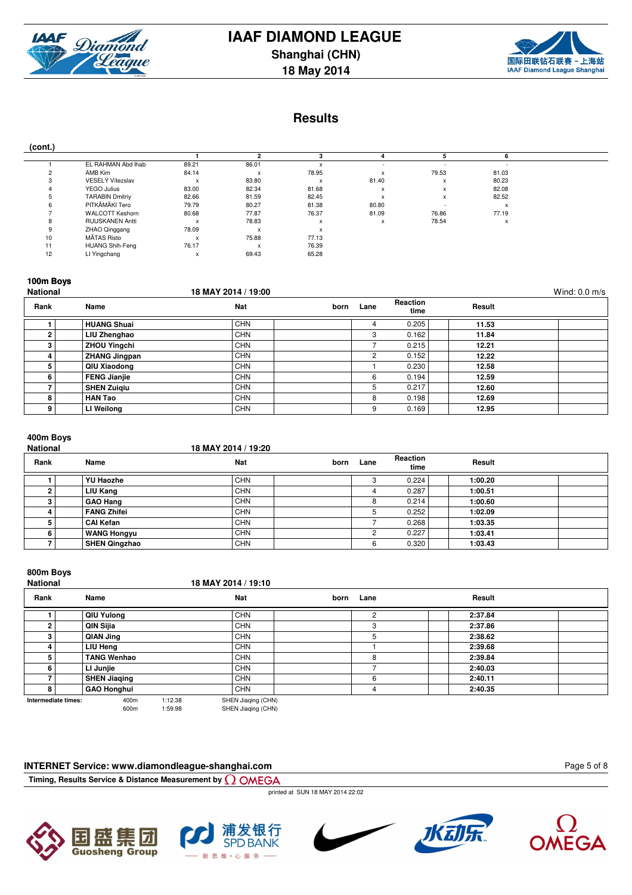# IAAF DIAMOND LEAGUE

**Shanghai (CHN)**

**18 May 2014**

## Results

**(cont.)**

| | | 1 | 2 | 3 | 4 | 5 | 6 |
|---|---|---|---|---|---|---|---|
| 1 | EL RAHMAN Abd Ihab | 89.21 | 86.01 | x | - | - | - |
| 2 | AMB Kim | 84.14 | x | 78.95 | x | 79.53 | 81.03 |
| 3 | VESELÝ Vítezslav | x | 83.80 | x | 81.40 | x | 80.23 |
| 4 | YEGO Julius | 83.00 | 82.34 | 81.68 | x | x | 82.08 |
| 5 | TARABIN Dmitriy | 82.66 | 81.59 | 82.45 | x | x | 82.52 |
| 6 | PITKÄMÄKI Tero | 79.79 | 80.27 | 81.38 | 80.80 | - | x |
| 7 | WALCOTT Keshorn | 80.68 | 77.87 | 76.37 | 81.09 | 76.86 | 77.19 |
| 8 | RUUSKANEN Antti | x | 78.83 | x | x | 78.54 | x |
| 9 | ZHAO Qinggang | 78.09 | x | x | | | |
| 10 | MÄTAS Risto | x | 75.88 | 77.13 | | | |
| 11 | HUANG Shih-Feng | 76.17 | x | 76.39 | | | |
| 12 | LI Yingchang | x | 69.43 | 65.28 | | | |

### 100m Boys
**National** — 18 MAY 2014 / 19:00 — Wind: 0.0 m/s

| Rank | Name | Nat | born | Lane | Reaction time | Result |
|---|---|---|---|---|---|---|
| 1 | **HUANG Shuai** | CHN | | 4 | 0.205 | **11.53** |
| 2 | **LIU Zhenghao** | CHN | | 3 | 0.162 | **11.84** |
| 3 | **ZHOU Yingchi** | CHN | | 7 | 0.215 | **12.21** |
| 4 | **ZHANG Jingpan** | CHN | | 2 | 0.152 | **12.22** |
| 5 | **QIU Xiaodong** | CHN | | 1 | 0.230 | **12.58** |
| 6 | **FENG Jianjie** | CHN | | 6 | 0.194 | **12.59** |
| 7 | **SHEN Zuiqiu** | CHN | | 5 | 0.217 | **12.60** |
| 8 | **HAN Tao** | CHN | | 8 | 0.198 | **12.69** |
| 9 | **LI Weilong** | CHN | | 9 | 0.169 | **12.95** |

### 400m Boys
**National** — 18 MAY 2014 / 19:20

| Rank | Name | Nat | born | Lane | Reaction time | Result |
|---|---|---|---|---|---|---|
| 1 | **YU Haozhe** | CHN | | 3 | 0.224 | **1:00.20** |
| 2 | **LIU Kang** | CHN | | 4 | 0.287 | **1:00.51** |
| 3 | **GAO Hang** | CHN | | 8 | 0.214 | **1:00.60** |
| 4 | **FANG Zhifei** | CHN | | 5 | 0.252 | **1:02.09** |
| 5 | **CAI Kefan** | CHN | | 7 | 0.268 | **1:03.35** |
| 6 | **WANG Hongyu** | CHN | | 2 | 0.227 | **1:03.41** |
| 7 | **SHEN Qingzhao** | CHN | | 6 | 0.320 | **1:03.43** |

### 800m Boys
**National** — 18 MAY 2014 / 19:10

| Rank | Name | Nat | born | Lane | Result |
|---|---|---|---|---|---|
| 1 | **QIU Yulong** | CHN | | 2 | **2:37.84** |
| 2 | **QIN Sijia** | CHN | | 3 | **2:37.86** |
| 3 | **QIAN Jing** | CHN | | 5 | **2:38.62** |
| 4 | **LIU Heng** | CHN | | 1 | **2:39.68** |
| 5 | **TANG Wenhao** | CHN | | 8 | **2:39.84** |
| 6 | **LI Junjie** | CHN | | 7 | **2:40.03** |
| 7 | **SHEN Jiaqing** | CHN | | 6 | **2:40.11** |
| 8 | **GAO Honghui** | CHN | | 4 | **2:40.35** |

**Intermediate times:**
400m 1:12.38 SHEN Jiaqing (CHN)
600m 1:59.98 SHEN Jiaqing (CHN)

**INTERNET Service: www.diamondleague-shanghai.com**

**Timing, Results Service & Distance Measurement by OMEGA**

printed at SUN 18 MAY 2014 22:02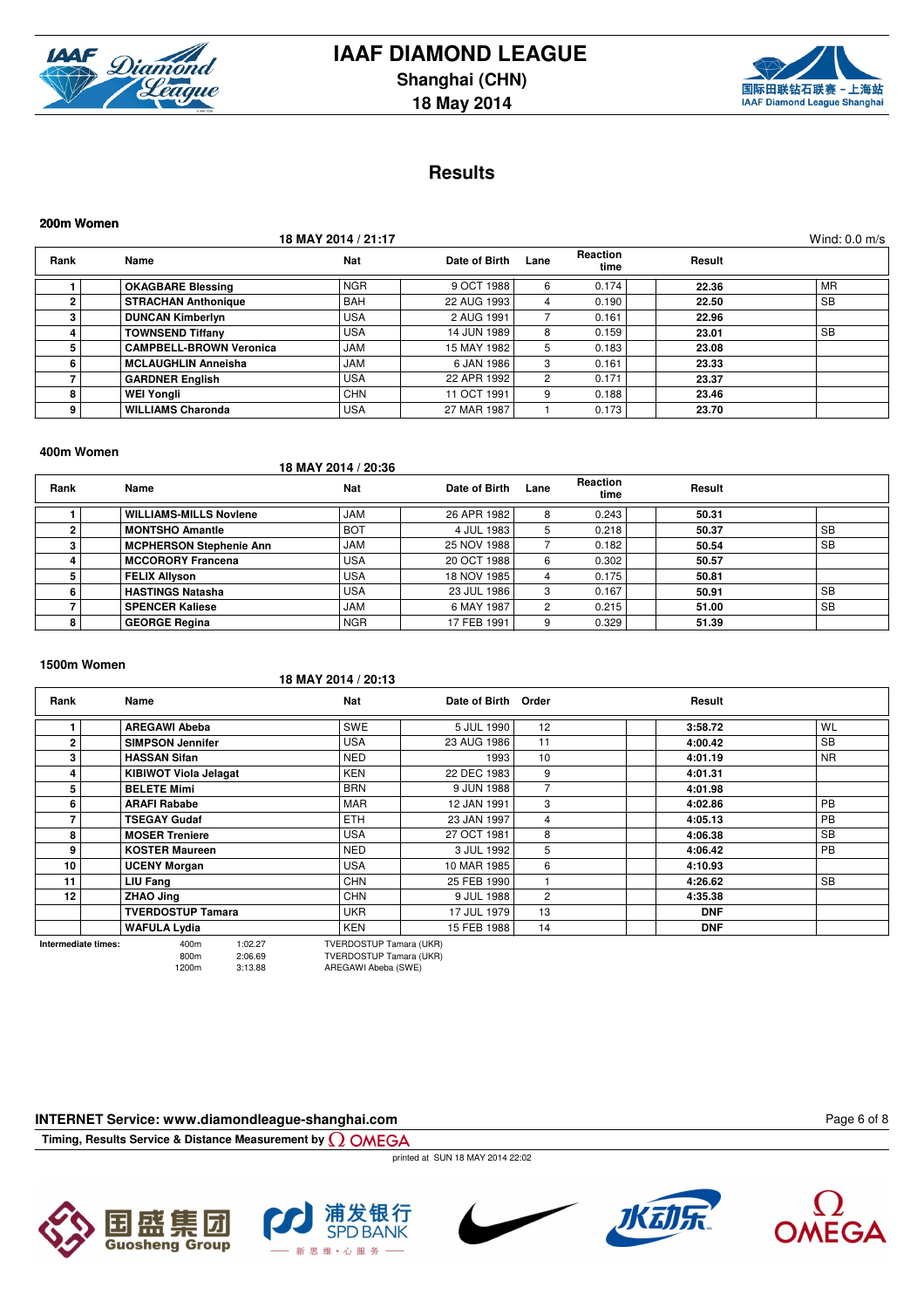# IAAF DIAMOND LEAGUE

## Shanghai (CHN)

## 18 May 2014

## Results

### 200m Women

18 MAY 2014 / 21:17 — Wind: 0.0 m/s

| Rank | Name | Nat | Date of Birth | Lane | Reaction time | Result | |
|---|---|---|---|---|---|---|---|
| 1 | OKAGBARE Blessing | NGR | 9 OCT 1988 | 6 | 0.174 | 22.36 | MR |
| 2 | STRACHAN Anthonique | BAH | 22 AUG 1993 | 4 | 0.190 | 22.50 | SB |
| 3 | DUNCAN Kimberlyn | USA | 2 AUG 1991 | 7 | 0.161 | 22.96 | |
| 4 | TOWNSEND Tiffany | USA | 14 JUN 1989 | 8 | 0.159 | 23.01 | SB |
| 5 | CAMPBELL-BROWN Veronica | JAM | 15 MAY 1982 | 5 | 0.183 | 23.08 | |
| 6 | MCLAUGHLIN Anneisha | JAM | 6 JAN 1986 | 3 | 0.161 | 23.33 | |
| 7 | GARDNER English | USA | 22 APR 1992 | 2 | 0.171 | 23.37 | |
| 8 | WEI Yongli | CHN | 11 OCT 1991 | 9 | 0.188 | 23.46 | |
| 9 | WILLIAMS Charonda | USA | 27 MAR 1987 | 1 | 0.173 | 23.70 | |

### 400m Women

18 MAY 2014 / 20:36

| Rank | Name | Nat | Date of Birth | Lane | Reaction time | Result | |
|---|---|---|---|---|---|---|---|
| 1 | WILLIAMS-MILLS Novlene | JAM | 26 APR 1982 | 8 | 0.243 | 50.31 | |
| 2 | MONTSHO Amantle | BOT | 4 JUL 1983 | 5 | 0.218 | 50.37 | SB |
| 3 | MCPHERSON Stephenie Ann | JAM | 25 NOV 1988 | 7 | 0.182 | 50.54 | SB |
| 4 | MCCORORY Francena | USA | 20 OCT 1988 | 6 | 0.302 | 50.57 | |
| 5 | FELIX Allyson | USA | 18 NOV 1985 | 4 | 0.175 | 50.81 | |
| 6 | HASTINGS Natasha | USA | 23 JUL 1986 | 3 | 0.167 | 50.91 | SB |
| 7 | SPENCER Kaliese | JAM | 6 MAY 1987 | 2 | 0.215 | 51.00 | SB |
| 8 | GEORGE Regina | NGR | 17 FEB 1991 | 9 | 0.329 | 51.39 | |

### 1500m Women

18 MAY 2014 / 20:13

| Rank | Name | Nat | Date of Birth | Order | Result | |
|---|---|---|---|---|---|---|
| 1 | AREGAWI Abeba | SWE | 5 JUL 1990 | 12 | 3:58.72 | WL |
| 2 | SIMPSON Jennifer | USA | 23 AUG 1986 | 11 | 4:00.42 | SB |
| 3 | HASSAN Sifan | NED | 1993 | 10 | 4:01.19 | NR |
| 4 | KIBIWOT Viola Jelagat | KEN | 22 DEC 1983 | 9 | 4:01.31 | |
| 5 | BELETE Mimi | BRN | 9 JUN 1988 | 7 | 4:01.98 | |
| 6 | ARAFI Rababe | MAR | 12 JAN 1991 | 3 | 4:02.86 | PB |
| 7 | TSEGAY Gudaf | ETH | 23 JAN 1997 | 4 | 4:05.13 | PB |
| 8 | MOSER Treniere | USA | 27 OCT 1981 | 8 | 4:06.38 | SB |
| 9 | KOSTER Maureen | NED | 3 JUL 1992 | 5 | 4:06.42 | PB |
| 10 | UCENY Morgan | USA | 10 MAR 1985 | 6 | 4:10.93 | |
| 11 | LIU Fang | CHN | 25 FEB 1990 | 1 | 4:26.62 | SB |
| 12 | ZHAO Jing | CHN | 9 JUL 1988 | 2 | 4:35.38 | |
| | TVERDOSTUP Tamara | UKR | 17 JUL 1979 | 13 | DNF | |
| | WAFULA Lydia | KEN | 15 FEB 1988 | 14 | DNF | |

Intermediate times:

| | | |
|---|---|---|
| 400m | 1:02.27 | TVERDOSTUP Tamara (UKR) |
| 800m | 2:06.69 | TVERDOSTUP Tamara (UKR) |
| 1200m | 3:13.88 | AREGAWI Abeba (SWE) |

**INTERNET Service: www.diamondleague-shanghai.com**

Timing, Results Service & Distance Measurement by OMEGA

printed at SUN 18 MAY 2014 22:02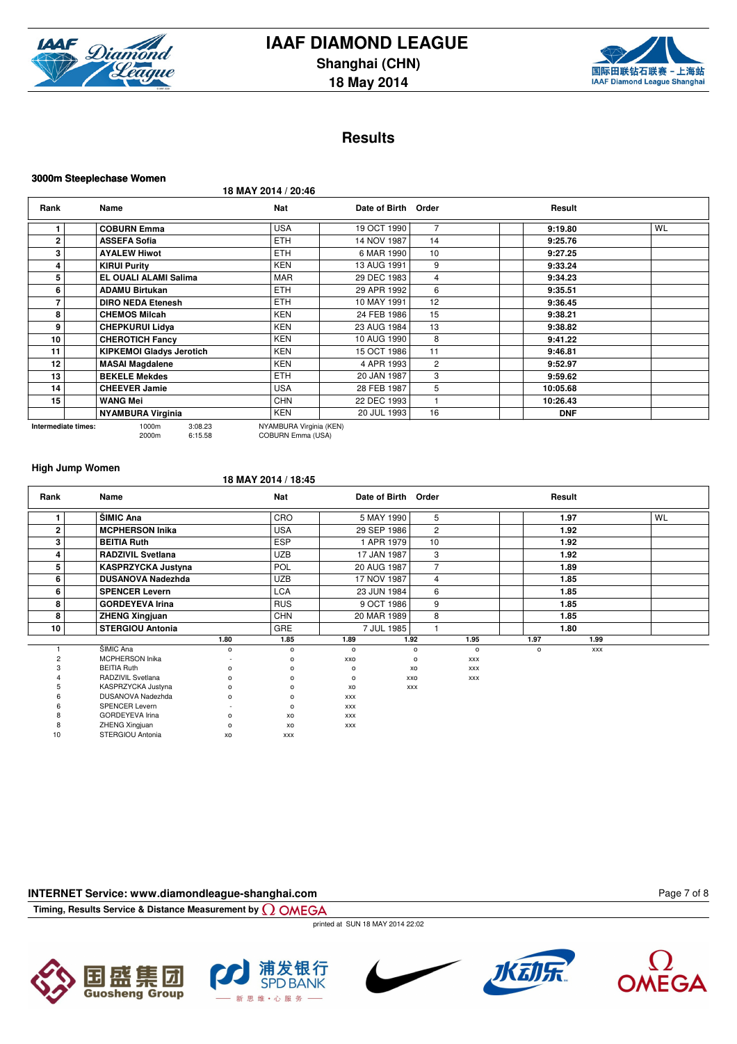# IAAF DIAMOND LEAGUE

**Shanghai (CHN)**

**18 May 2014**

## Results

### 3000m Steeplechase Women

18 MAY 2014 / 20:46

| Rank | Name | Nat | Date of Birth | Order | Result | |
|---|---|---|---|---|---|---|
| 1 | COBURN Emma | USA | 19 OCT 1990 | 7 | 9:19.80 | WL |
| 2 | ASSEFA Sofia | ETH | 14 NOV 1987 | 14 | 9:25.76 | |
| 3 | AYALEW Hiwot | ETH | 6 MAR 1990 | 10 | 9:27.25 | |
| 4 | KIRUI Purity | KEN | 13 AUG 1991 | 9 | 9:33.24 | |
| 5 | EL OUALI ALAMI Salima | MAR | 29 DEC 1983 | 4 | 9:34.23 | |
| 6 | ADAMU Birtukan | ETH | 29 APR 1992 | 6 | 9:35.51 | |
| 7 | DIRO NEDA Etenesh | ETH | 10 MAY 1991 | 12 | 9:36.45 | |
| 8 | CHEMOS Milcah | KEN | 24 FEB 1986 | 15 | 9:38.21 | |
| 9 | CHEPKURUI Lidya | KEN | 23 AUG 1984 | 13 | 9:38.82 | |
| 10 | CHEROTICH Fancy | KEN | 10 AUG 1990 | 8 | 9:41.22 | |
| 11 | KIPKEMOI Gladys Jerotich | KEN | 15 OCT 1986 | 11 | 9:46.81 | |
| 12 | MASAI Magdalene | KEN | 4 APR 1993 | 2 | 9:52.97 | |
| 13 | BEKELE Mekdes | ETH | 20 JAN 1987 | 3 | 9:59.62 | |
| 14 | CHEEVER Jamie | USA | 28 FEB 1987 | 5 | 10:05.68 | |
| 15 | WANG Mei | CHN | 22 DEC 1993 | 1 | 10:26.43 | |
| | NYAMBURA Virginia | KEN | 20 JUL 1993 | 16 | DNF | |

**Intermediate times:**

| | | |
|---|---|---|
| 1000m | 3:08.23 | NYAMBURA Virginia (KEN) |
| 2000m | 6:15.58 | COBURN Emma (USA) |

### High Jump Women

18 MAY 2014 / 18:45

| Rank | Name | Nat | Date of Birth | Order | Result | |
|---|---|---|---|---|---|---|
| 1 | ŠIMIC Ana | CRO | 5 MAY 1990 | 5 | 1.97 | WL |
| 2 | MCPHERSON Inika | USA | 29 SEP 1986 | 2 | 1.92 | |
| 3 | BEITIA Ruth | ESP | 1 APR 1979 | 10 | 1.92 | |
| 4 | RADZIVIL Svetlana | UZB | 17 JAN 1987 | 3 | 1.92 | |
| 5 | KASPRZYCKA Justyna | POL | 20 AUG 1987 | 7 | 1.89 | |
| 6 | DUSANOVA Nadezhda | UZB | 17 NOV 1987 | 4 | 1.85 | |
| 6 | SPENCER Levern | LCA | 23 JUN 1984 | 6 | 1.85 | |
| 8 | GORDEYEVA Irina | RUS | 9 OCT 1986 | 9 | 1.85 | |
| 8 | ZHENG Xingjuan | CHN | 20 MAR 1989 | 8 | 1.85 | |
| 10 | STERGIOU Antonia | GRE | 7 JUL 1985 | 1 | 1.80 | |

| Rank | Name | 1.80 | 1.85 | 1.89 | 1.92 | 1.95 | 1.97 | 1.99 |
|---|---|---|---|---|---|---|---|---|
| 1 | ŠIMIC Ana | o | o | o | o | o | o | xxx |
| 2 | MCPHERSON Inika | - | o | xxo | o | xxx | | |
| 3 | BEITIA Ruth | o | o | o | xo | xxx | | |
| 4 | RADZIVIL Svetlana | o | o | o | xxo | xxx | | |
| 5 | KASPRZYCKA Justyna | o | o | xo | xxx | | | |
| 6 | DUSANOVA Nadezhda | o | o | xxx | | | | |
| 6 | SPENCER Levern | - | o | xxx | | | | |
| 8 | GORDEYEVA Irina | o | xo | xxx | | | | |
| 8 | ZHENG Xingjuan | o | xo | xxx | | | | |
| 10 | STERGIOU Antonia | xo | xxx | | | | | |

**INTERNET Service: www.diamondleague-shanghai.com**

Timing, Results Service & Distance Measurement by OMEGA

printed at SUN 18 MAY 2014 22:02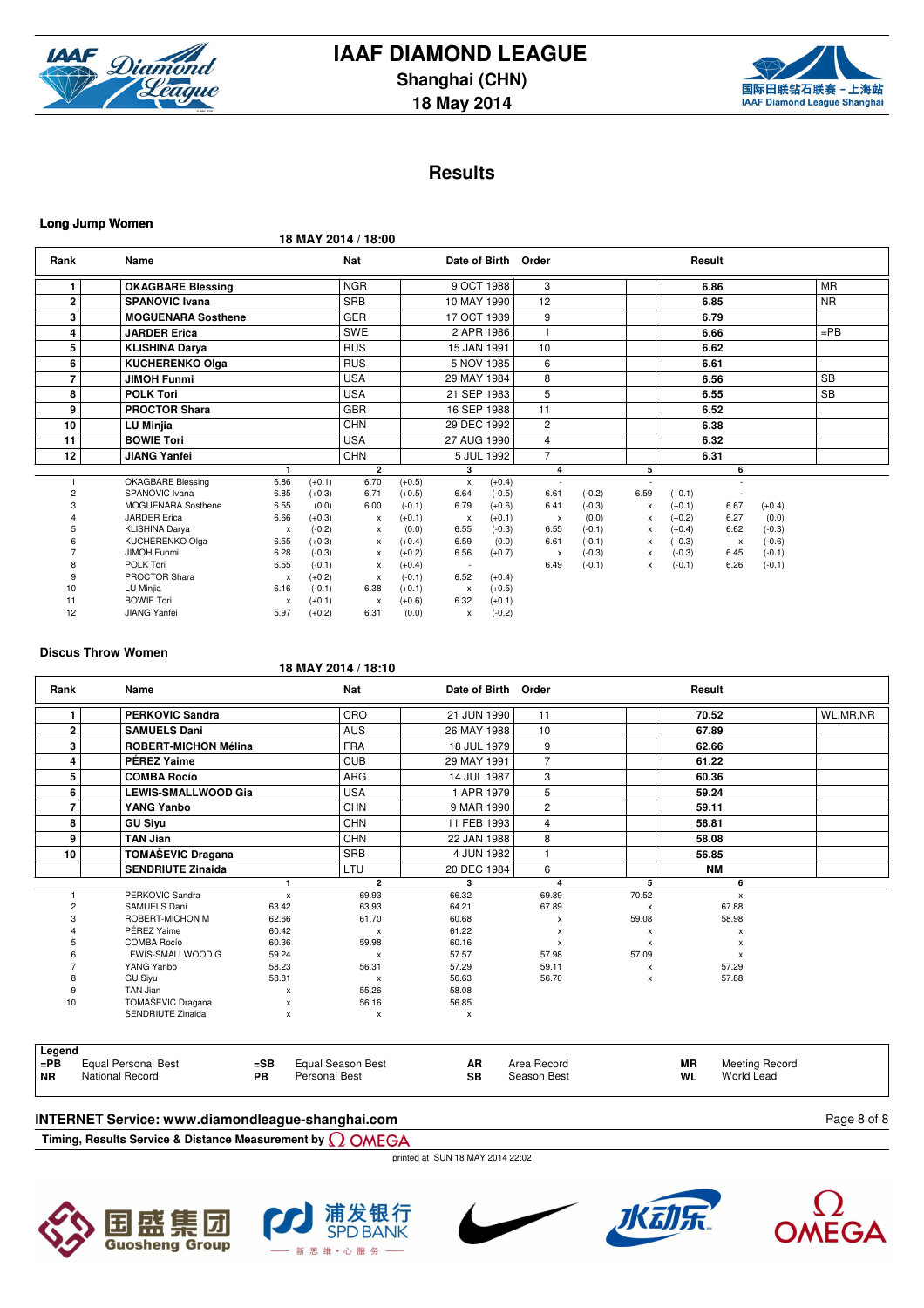# IAAF DIAMOND LEAGUE

**Shanghai (CHN)**
**18 May 2014**

## Results

### Long Jump Women

18 MAY 2014 / 18:00

| Rank | Name | Nat | Date of Birth | Order | Result | |
|---|---|---|---|---|---|---|
| 1 | OKAGBARE Blessing | NGR | 9 OCT 1988 | 3 | 6.86 | MR |
| 2 | SPANOVIC Ivana | SRB | 10 MAY 1990 | 12 | 6.85 | NR |
| 3 | MOGUENARA Sosthene | GER | 17 OCT 1989 | 9 | 6.79 | |
| 4 | JARDER Erica | SWE | 2 APR 1986 | 1 | 6.66 | =PB |
| 5 | KLISHINA Darya | RUS | 15 JAN 1991 | 10 | 6.62 | |
| 6 | KUCHERENKO Olga | RUS | 5 NOV 1985 | 6 | 6.61 | |
| 7 | JIMOH Funmi | USA | 29 MAY 1984 | 8 | 6.56 | SB |
| 8 | POLK Tori | USA | 21 SEP 1983 | 5 | 6.55 | SB |
| 9 | PROCTOR Shara | GBR | 16 SEP 1988 | 11 | 6.52 | |
| 10 | LU Minjia | CHN | 29 DEC 1992 | 2 | 6.38 | |
| 11 | BOWIE Tori | USA | 27 AUG 1990 | 4 | 6.32 | |
| 12 | JIANG Yanfei | CHN | 5 JUL 1992 | 7 | 6.31 | |

| | Name | 1 | | 2 | | 3 | | 4 | | 5 | | 6 | |
|---|---|---|---|---|---|---|---|---|---|---|---|---|---|
| 1 | OKAGBARE Blessing | 6.86 | (+0.1) | 6.70 | (+0.5) | x | (+0.4) | - | | - | | - | |
| 2 | SPANOVIC Ivana | 6.85 | (+0.3) | 6.71 | (+0.5) | 6.64 | (-0.5) | 6.61 | (-0.2) | 6.59 | (+0.1) | - | |
| 3 | MOGUENARA Sosthene | 6.55 | (0.0) | 6.00 | (-0.1) | 6.79 | (+0.6) | 6.41 | (-0.3) | x | (+0.1) | 6.67 | (+0.4) |
| 4 | JARDER Erica | 6.66 | (+0.3) | x | (+0.1) | x | (+0.1) | x | (0.0) | x | (+0.2) | 6.27 | (0.0) |
| 5 | KLISHINA Darya | x | (-0.2) | x | (0.0) | 6.55 | (-0.3) | 6.55 | (-0.1) | x | (+0.4) | 6.62 | (-0.3) |
| 6 | KUCHERENKO Olga | 6.55 | (+0.3) | x | (+0.4) | 6.59 | (0.0) | 6.61 | (-0.1) | x | (+0.3) | x | (-0.6) |
| 7 | JIMOH Funmi | 6.28 | (-0.3) | x | (+0.2) | 6.56 | (+0.7) | x | (-0.3) | x | (-0.3) | 6.45 | (-0.1) |
| 8 | POLK Tori | 6.55 | (-0.1) | x | (+0.4) | - | | 6.49 | (-0.1) | x | (-0.1) | 6.26 | (-0.1) |
| 9 | PROCTOR Shara | x | (+0.2) | x | (-0.1) | 6.52 | (+0.4) | | | | | | |
| 10 | LU Minjia | 6.16 | (-0.1) | 6.38 | (+0.1) | x | (+0.5) | | | | | | |
| 11 | BOWIE Tori | x | (+0.1) | x | (+0.6) | 6.32 | (+0.1) | | | | | | |
| 12 | JIANG Yanfei | 5.97 | (+0.2) | 6.31 | (0.0) | x | (-0.2) | | | | | | |

### Discus Throw Women

18 MAY 2014 / 18:10

| Rank | Name | Nat | Date of Birth | Order | Result | |
|---|---|---|---|---|---|---|
| 1 | PERKOVIC Sandra | CRO | 21 JUN 1990 | 11 | 70.52 | WL,MR,NR |
| 2 | SAMUELS Dani | AUS | 26 MAY 1988 | 10 | 67.89 | |
| 3 | ROBERT-MICHON Mélina | FRA | 18 JUL 1979 | 9 | 62.66 | |
| 4 | PÉREZ Yaime | CUB | 29 MAY 1991 | 7 | 61.22 | |
| 5 | COMBA Rocío | ARG | 14 JUL 1987 | 3 | 60.36 | |
| 6 | LEWIS-SMALLWOOD Gia | USA | 1 APR 1979 | 5 | 59.24 | |
| 7 | YANG Yanbo | CHN | 9 MAR 1990 | 2 | 59.11 | |
| 8 | GU Siyu | CHN | 11 FEB 1993 | 4 | 58.81 | |
| 9 | TAN Jian | CHN | 22 JAN 1988 | 8 | 58.08 | |
| 10 | TOMAŠEVIC Dragana | SRB | 4 JUN 1982 | 1 | 56.85 | |
| | SENDRIUTE Zinaida | LTU | 20 DEC 1984 | 6 | NM | |

| | Name | 1 | 2 | 3 | 4 | 5 | 6 |
|---|---|---|---|---|---|---|---|
| 1 | PERKOVIC Sandra | x | 69.93 | 66.32 | 69.89 | 70.52 | x |
| 2 | SAMUELS Dani | 63.42 | 63.93 | 64.21 | 67.89 | x | 67.88 |
| 3 | ROBERT-MICHON M | 62.66 | 61.70 | 60.68 | x | 59.08 | 58.98 |
| 4 | PÉREZ Yaime | 60.42 | x | 61.22 | x | x | x |
| 5 | COMBA Rocío | 60.36 | 59.98 | 60.16 | x | x | x |
| 6 | LEWIS-SMALLWOOD G | 59.24 | x | 57.57 | 57.98 | 57.09 | x |
| 7 | YANG Yanbo | 58.23 | 56.31 | 57.29 | 59.11 | x | 57.29 |
| 8 | GU Siyu | 58.81 | x | 56.63 | 56.70 | x | 57.88 |
| 9 | TAN Jian | x | 55.26 | 58.08 | | | |
| 10 | TOMAŠEVIC Dragana | x | 56.16 | 56.85 | | | |
| | SENDRIUTE Zinaida | x | x | x | | | |

**Legend**

| | | | | | | | |
|---|---|---|---|---|---|---|---|
| =PB | Equal Personal Best | =SB | Equal Season Best | AR | Area Record | MR | Meeting Record |
| NR | National Record | PB | Personal Best | SB | Season Best | WL | World Lead |

**INTERNET Service: www.diamondleague-shanghai.com**

Timing, Results Service & Distance Measurement by OMEGA

printed at SUN 18 MAY 2014 22:02